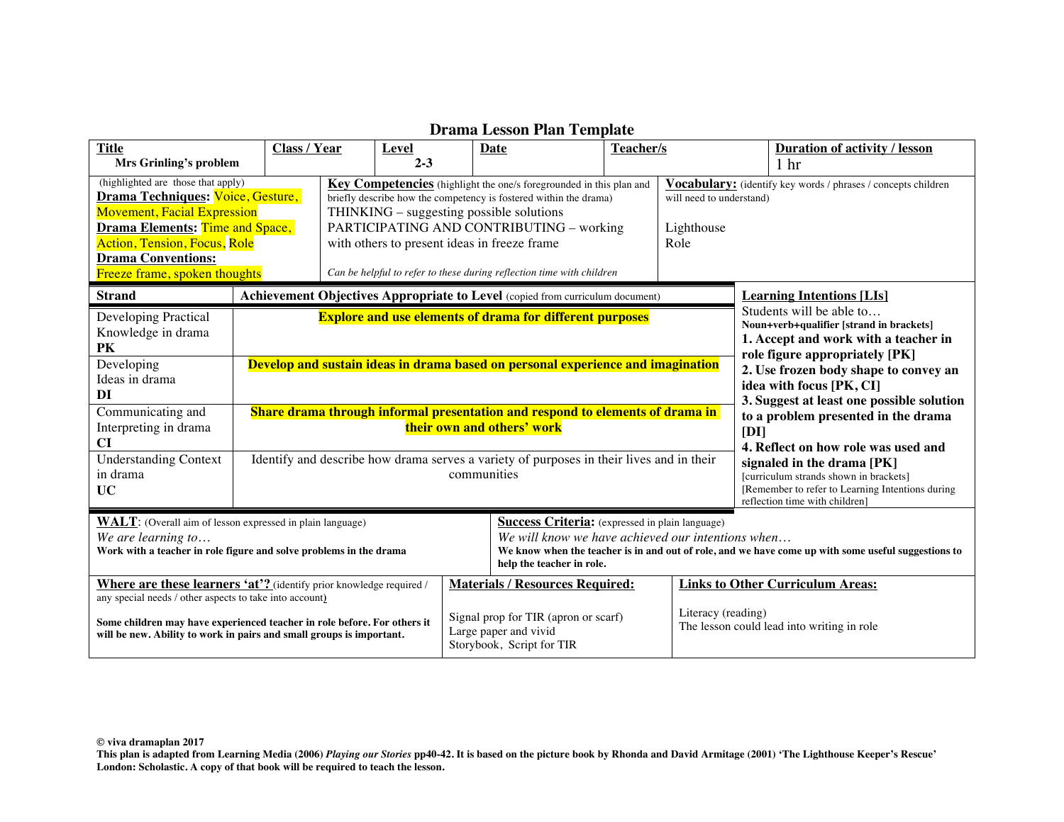# Drama Lesson Plan Template

| Title | Class / Year | Level | Date | Teacher/s | Duration of activity / lesson |
| --- | --- | --- | --- | --- | --- |
| **Mrs Grinling's problem** | | **2-3** | | | 1 hr |

| (highlighted are those that apply) | Key Competencies (highlight the one/s foregrounded in this plan and briefly describe how the competency is fostered within the drama) | Vocabulary: (identify key words / phrases / concepts children will need to understand) |
| --- | --- | --- |
| **Drama Techniques:** Voice, Gesture, Movement, Facial Expression<br>**Drama Elements:** Time and Space, Action, Tension, Focus, Role<br>**Drama Conventions:** Freeze frame, spoken thoughts | THINKING – suggesting possible solutions<br>PARTICIPATING AND CONTRIBUTING – working with others to present ideas in freeze frame<br>*Can be helpful to refer to these during reflection time with children* | Lighthouse<br>Role |

| Strand | Achievement Objectives Appropriate to Level (copied from curriculum document) | Learning Intentions [LIs] |
| --- | --- | --- |
| Developing Practical Knowledge in drama **PK** | **Explore and use elements of drama for different purposes** | Students will be able to…<br>**Noun+verb+qualifier [strand in brackets]**<br>**1. Accept and work with a teacher in role figure appropriately [PK]**<br>**2. Use frozen body shape to convey an idea with focus [PK, CI]**<br>**3. Suggest at least one possible solution to a problem presented in the drama [DI]**<br>**4. Reflect on how role was used and signaled in the drama [PK]**<br>[curriculum strands shown in brackets]<br>[Remember to refer to Learning Intentions during reflection time with children] |
| Developing Ideas in drama **DI** | **Develop and sustain ideas in drama based on personal experience and imagination** | |
| Communicating and Interpreting in drama **CI** | **Share drama through informal presentation and respond to elements of drama in their own and others' work** | |
| Understanding Context in drama **UC** | Identify and describe how drama serves a variety of purposes in their lives and in their communities | |

| WALT: (Overall aim of lesson expressed in plain language) | Success Criteria: (expressed in plain language) |
| --- | --- |
| *We are learning to…*<br>**Work with a teacher in role figure and solve problems in the drama** | *We will know we have achieved our intentions when…*<br>**We know when the teacher is in and out of role, and we have come up with some useful suggestions to help the teacher in role.** |

| Where are these learners 'at'? (identify prior knowledge required / any special needs / other aspects to take into account) | Materials / Resources Required: | Links to Other Curriculum Areas: |
| --- | --- | --- |
| **Some children may have experienced teacher in role before. For others it will be new. Ability to work in pairs and small groups is important.** | Signal prop for TIR (apron or scarf)<br>Large paper and vivid<br>Storybook, Script for TIR | Literacy (reading)<br>The lesson could lead into writing in role |

**© viva dramaplan 2017**
**This plan is adapted from Learning Media (2006) *Playing our Stories* pp40-42. It is based on the picture book by Rhonda and David Armitage (2001) 'The Lighthouse Keeper's Rescue' London: Scholastic. A copy of that book will be required to teach the lesson.**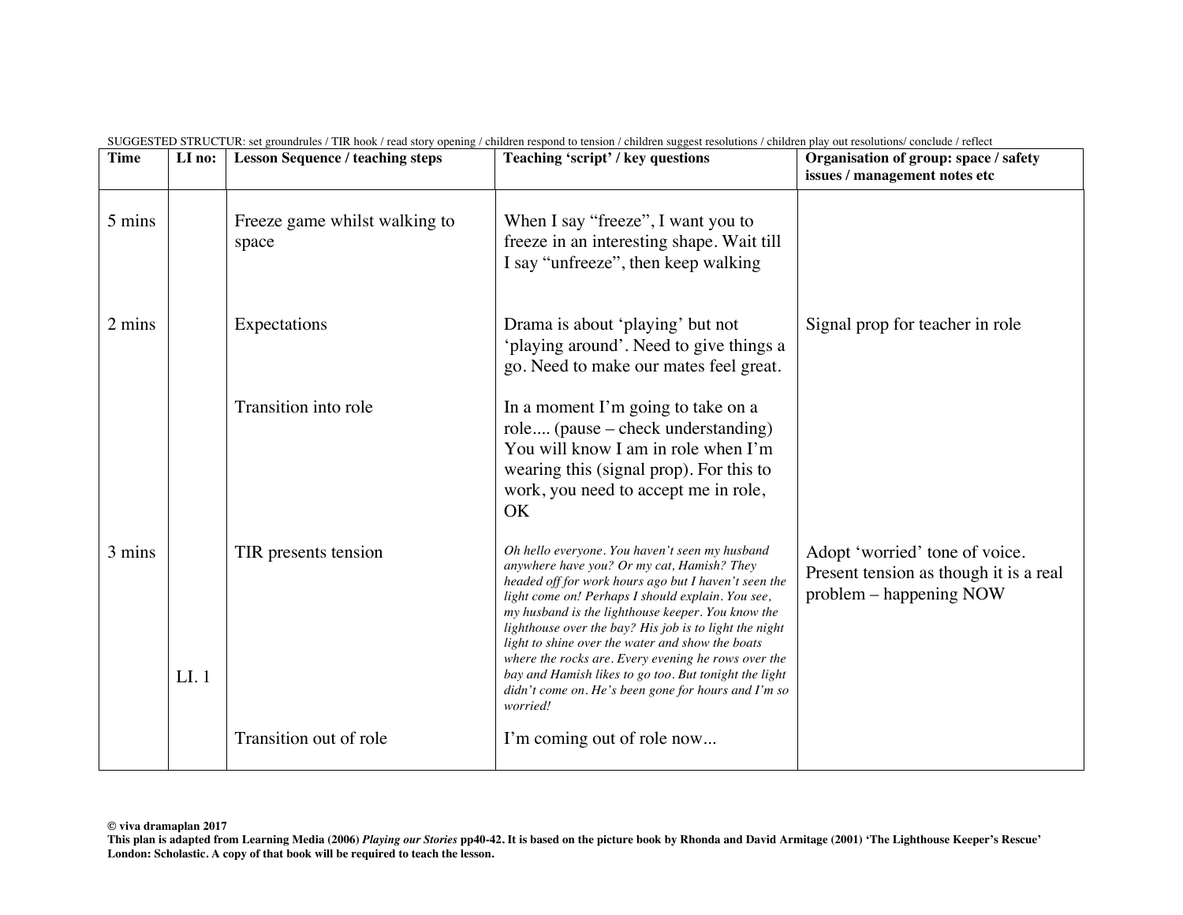SUGGESTED STRUCTUR: set groundrules / TIR hook / read story opening / children respond to tension / children suggest resolutions / children play out resolutions/ conclude / reflect

| **Time** | **LI no:** | **Lesson Sequence / teaching steps** | **Teaching 'script' / key questions** | **Organisation of group: space / safety issues / management notes etc** |
|---|---|---|---|---|
| 5 mins | | Freeze game whilst walking to space | When I say "freeze", I want you to freeze in an interesting shape. Wait till I say "unfreeze", then keep walking | |
| 2 mins | | Expectations | Drama is about 'playing' but not 'playing around'. Need to give things a go. Need to make our mates feel great. | Signal prop for teacher in role |
| | | Transition into role | In a moment I'm going to take on a role.... (pause – check understanding) You will know I am in role when I'm wearing this (signal prop). For this to work, you need to accept me in role, OK | |
| 3 mins | LI. 1 | TIR presents tension | *Oh hello everyone. You haven't seen my husband anywhere have you? Or my cat, Hamish? They headed off for work hours ago but I haven't seen the light come on! Perhaps I should explain. You see, my husband is the lighthouse keeper. You know the lighthouse over the bay? His job is to light the night light to shine over the water and show the boats where the rocks are. Every evening he rows over the bay and Hamish likes to go too. But tonight the light didn't come on. He's been gone for hours and I'm so worried!* | Adopt 'worried' tone of voice. Present tension as though it is a real problem – happening NOW |
| | | Transition out of role | I'm coming out of role now... | |

**© viva dramaplan 2017**
**This plan is adapted from Learning Media (2006) *Playing our Stories* pp40-42. It is based on the picture book by Rhonda and David Armitage (2001) 'The Lighthouse Keeper's Rescue' London: Scholastic. A copy of that book will be required to teach the lesson.**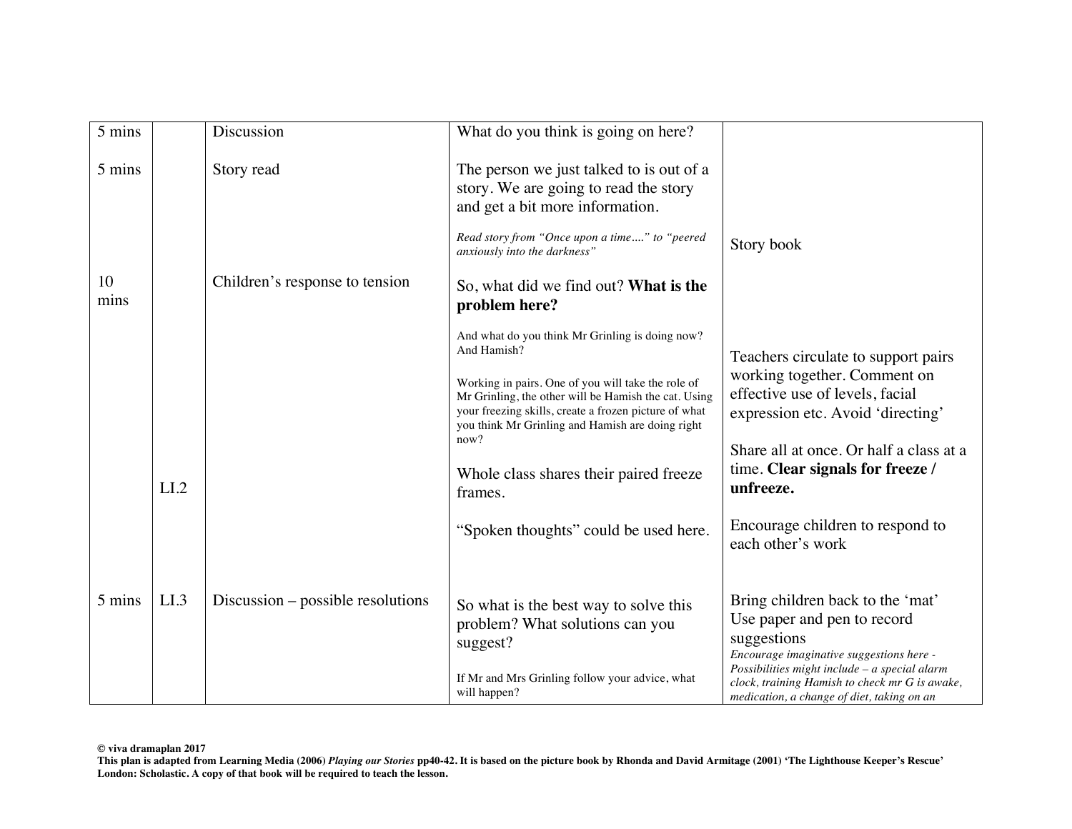| | | | | |
|---|---|---|---|---|
| 5 mins | | Discussion | What do you think is going on here? | |
| 5 mins | | Story read | The person we just talked to is out of a story. We are going to read the story and get a bit more information.<br><br>*Read story from "Once upon a time…." to "peered anxiously into the darkness"* | Story book |
| 10 mins | LI.2 | Children's response to tension | So, what did we find out? **What is the problem here?**<br><br>And what do you think Mr Grinling is doing now? And Hamish?<br><br>Working in pairs. One of you will take the role of Mr Grinling, the other will be Hamish the cat. Using your freezing skills, create a frozen picture of what you think Mr Grinling and Hamish are doing right now?<br><br>Whole class shares their paired freeze frames.<br><br>"Spoken thoughts" could be used here. | Teachers circulate to support pairs working together. Comment on effective use of levels, facial expression etc. Avoid 'directing'<br><br>Share all at once. Or half a class at a time. **Clear signals for freeze / unfreeze.**<br><br>Encourage children to respond to each other's work |
| 5 mins | LI.3 | Discussion – possible resolutions | So what is the best way to solve this problem? What solutions can you suggest?<br><br>If Mr and Mrs Grinling follow your advice, what will happen? | Bring children back to the 'mat'<br>Use paper and pen to record suggestions<br>*Encourage imaginative suggestions here - Possibilities might include – a special alarm clock, training Hamish to check mr G is awake, medication, a change of diet, taking on an* |

**© viva dramaplan 2017**
**This plan is adapted from Learning Media (2006) *Playing our Stories* pp40-42. It is based on the picture book by Rhonda and David Armitage (2001) 'The Lighthouse Keeper's Rescue' London: Scholastic. A copy of that book will be required to teach the lesson.**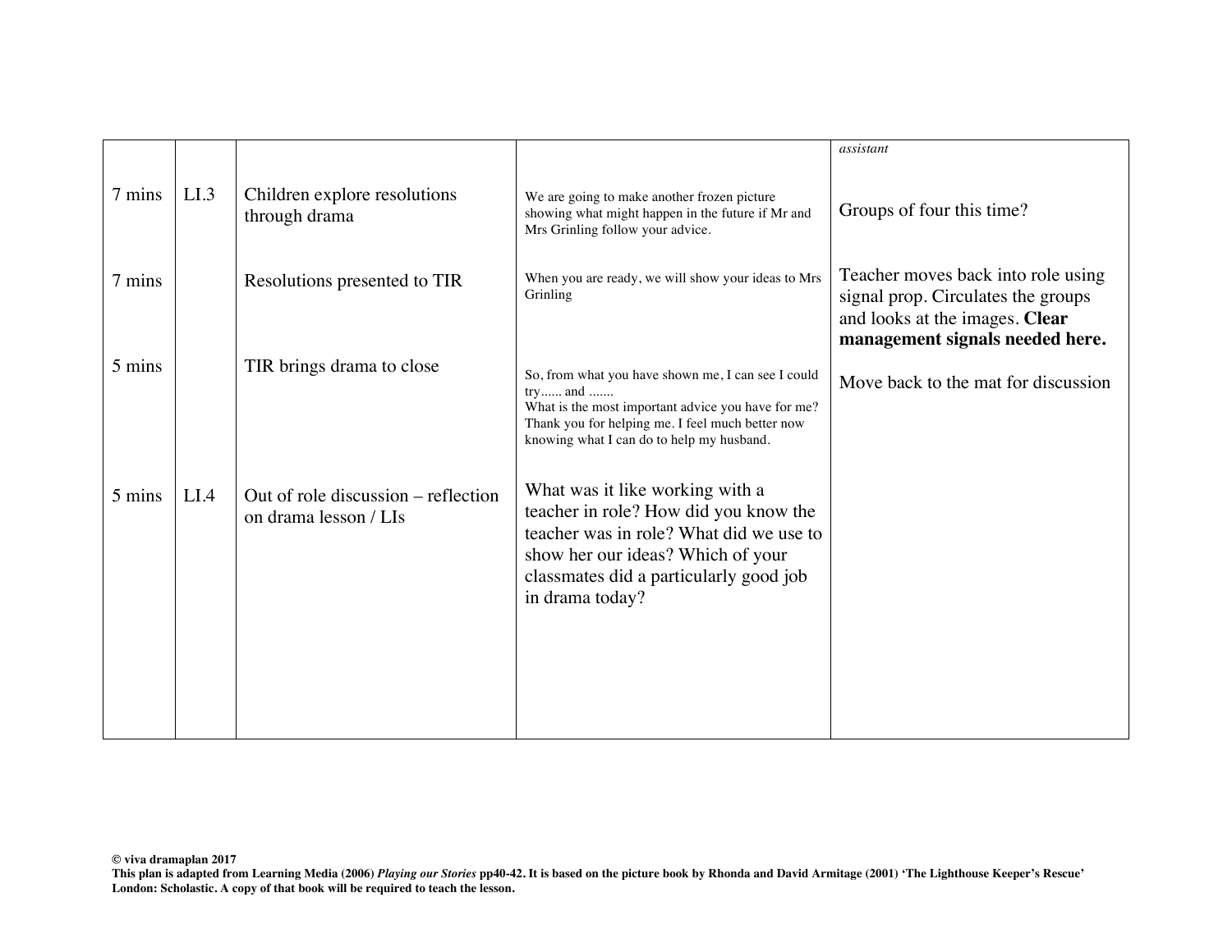| | | | | |
|---|---|---|---|---|
| | | | | *assistant* |
| 7 mins | LI.3 | Children explore resolutions through drama | We are going to make another frozen picture showing what might happen in the future if Mr and Mrs Grinling follow your advice. | Groups of four this time? |
| 7 mins | | Resolutions presented to TIR | When you are ready, we will show your ideas to Mrs Grinling | Teacher moves back into role using signal prop. Circulates the groups and looks at the images. **Clear management signals needed here.** |
| 5 mins | | TIR brings drama to close | So, from what you have shown me, I can see I could try...... and .......<br>What is the most important advice you have for me?<br>Thank you for helping me. I feel much better now knowing what I can do to help my husband. | Move back to the mat for discussion |
| 5 mins | LI.4 | Out of role discussion – reflection on drama lesson / LIs | What was it like working with a teacher in role? How did you know the teacher was in role? What did we use to show her our ideas? Which of your classmates did a particularly good job in drama today? | |

**© viva dramaplan 2017**
**This plan is adapted from Learning Media (2006) *Playing our Stories* pp40-42. It is based on the picture book by Rhonda and David Armitage (2001) 'The Lighthouse Keeper's Rescue' London: Scholastic. A copy of that book will be required to teach the lesson.**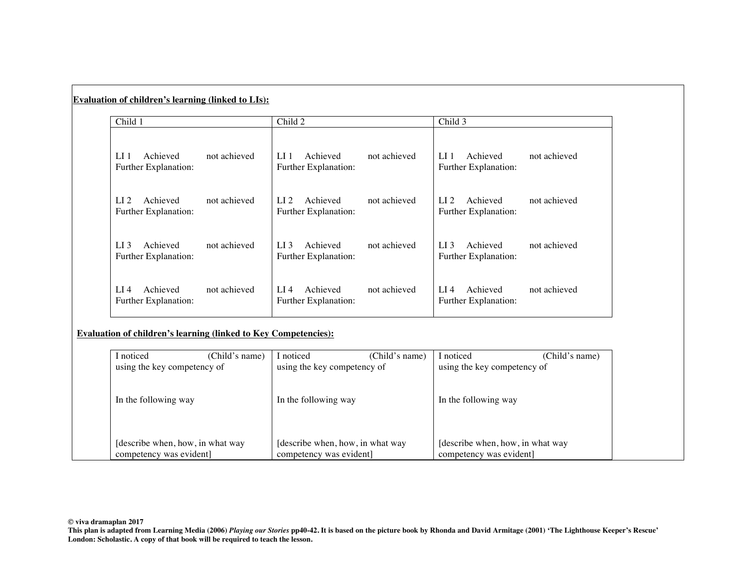**Evaluation of children's learning (linked to LIs):**

| Child 1 | Child 2 | Child 3 |
|---|---|---|
| LI 1 Achieved not achieved<br>Further Explanation:<br><br>LI 2 Achieved not achieved<br>Further Explanation:<br><br>LI 3 Achieved not achieved<br>Further Explanation:<br><br>LI 4 Achieved not achieved<br>Further Explanation: | LI 1 Achieved not achieved<br>Further Explanation:<br><br>LI 2 Achieved not achieved<br>Further Explanation:<br><br>LI 3 Achieved not achieved<br>Further Explanation:<br><br>LI 4 Achieved not achieved<br>Further Explanation: | LI 1 Achieved not achieved<br>Further Explanation:<br><br>LI 2 Achieved not achieved<br>Further Explanation:<br><br>LI 3 Achieved not achieved<br>Further Explanation:<br><br>LI 4 Achieved not achieved<br>Further Explanation: |

**Evaluation of children's learning (linked to Key Competencies):**

| I noticed (Child's name) using the key competency of<br><br>In the following way<br><br>[describe when, how, in what way competency was evident] | I noticed (Child's name) using the key competency of<br><br>In the following way<br><br>[describe when, how, in what way competency was evident] | I noticed (Child's name) using the key competency of<br><br>In the following way<br><br>[describe when, how, in what way competency was evident] |
|---|---|---|

**© viva dramaplan 2017**
**This plan is adapted from Learning Media (2006) *Playing our Stories* pp40-42. It is based on the picture book by Rhonda and David Armitage (2001) 'The Lighthouse Keeper's Rescue' London: Scholastic. A copy of that book will be required to teach the lesson.**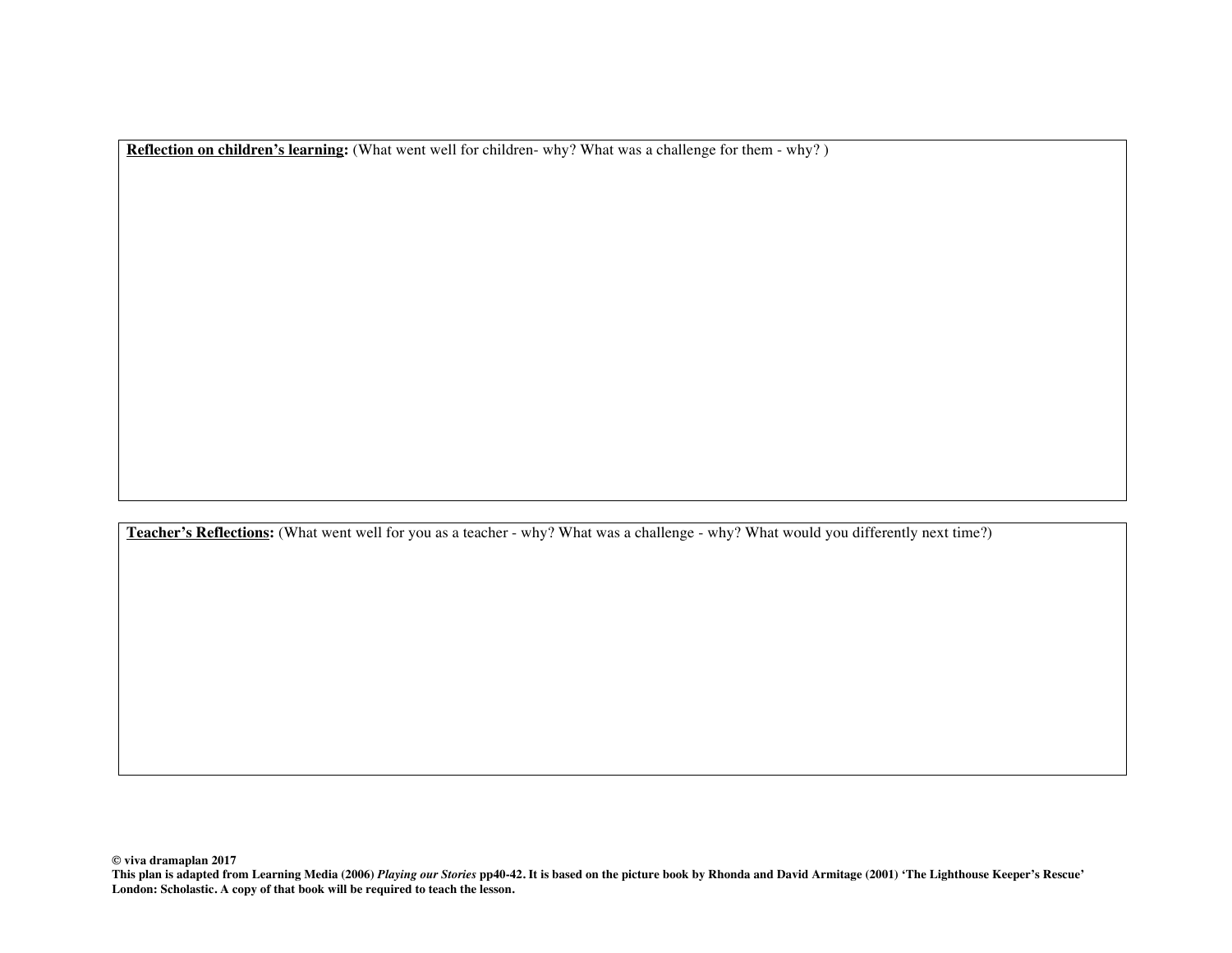**<u>Reflection on children's learning:</u>** (What went well for children- why? What was a challenge for them - why? )

**<u>Teacher's Reflections</u>:** (What went well for you as a teacher - why? What was a challenge - why? What would you differently next time?)

**© viva dramaplan 2017**
**This plan is adapted from Learning Media (2006) *Playing our Stories* pp40-42. It is based on the picture book by Rhonda and David Armitage (2001) 'The Lighthouse Keeper's Rescue' London: Scholastic. A copy of that book will be required to teach the lesson.**